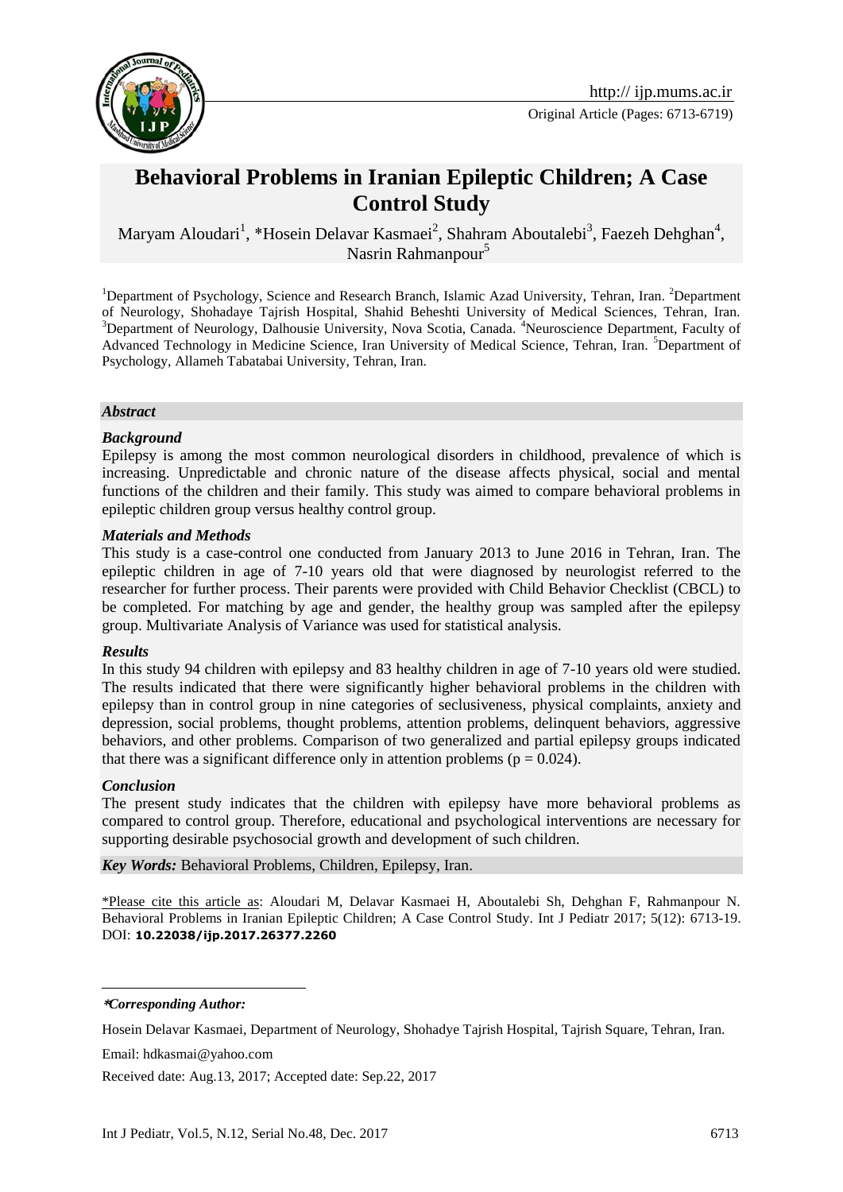Original Article (Pages: 6713-6719)

# Behavioral Problems in Iranian Epileptic Children; A Case Control Study

Maryam Aloudari[1], *Hosein Delavar Kasmaei[2], Shahram Aboutalebi[3], Faezeh Dehghan[4], Nasrin Rahmanpour[5]

[1]Department of Psychology, Science and Research Branch, Islamic Azad University, Tehran, Iran. [2]Department of Neurology, Shohadaye Tajrish Hospital, Shahid Beheshti University of Medical Sciences, Tehran, Iran. [3]Department of Neurology, Dalhousie University, Nova Scotia, Canada. [4]Neuroscience Department, Faculty of Advanced Technology in Medicine Science, Iran University of Medical Science, Tehran, Iran. [5]Department of Psychology, Allameh Tabatabai University, Tehran, Iran.

***Abstract***

***Background***

Epilepsy is among the most common neurological disorders in childhood, prevalence of which is increasing. Unpredictable and chronic nature of the disease affects physical, social and mental functions of the children and their family. This study was aimed to compare behavioral problems in epileptic children group versus healthy control group.

***Materials and Methods***

This study is a case-control one conducted from January 2013 to June 2016 in Tehran, Iran. The epileptic children in age of 7-10 years old that were diagnosed by neurologist referred to the researcher for further process. Their parents were provided with Child Behavior Checklist (CBCL) to be completed. For matching by age and gender, the healthy group was sampled after the epilepsy group. Multivariate Analysis of Variance was used for statistical analysis.

***Results***

In this study 94 children with epilepsy and 83 healthy children in age of 7-10 years old were studied. The results indicated that there were significantly higher behavioral problems in the children with epilepsy than in control group in nine categories of seclusiveness, physical complaints, anxiety and depression, social problems, thought problems, attention problems, delinquent behaviors, aggressive behaviors, and other problems. Comparison of two generalized and partial epilepsy groups indicated that there was a significant difference only in attention problems ($p = 0.024$).

***Conclusion***

The present study indicates that the children with epilepsy have more behavioral problems as compared to control group. Therefore, educational and psychological interventions are necessary for supporting desirable psychosocial growth and development of such children.

***Key Words:*** Behavioral Problems, Children, Epilepsy, Iran.

*Please cite this article as: Aloudari M, Delavar Kasmaei H, Aboutalebi Sh, Dehghan F, Rahmanpour N. Behavioral Problems in Iranian Epileptic Children; A Case Control Study. Int J Pediatr 2017; 5(12): 6713-19. DOI: **10.22038/ijp.2017.26377.2260**

---

****Corresponding Author:***

Hosein Delavar Kasmaei, Department of Neurology, Shohadye Tajrish Hospital, Tajrish Square, Tehran, Iran.

Email: hdkasmai@yahoo.com

Received date: Aug.13, 2017; Accepted date: Sep.22, 2017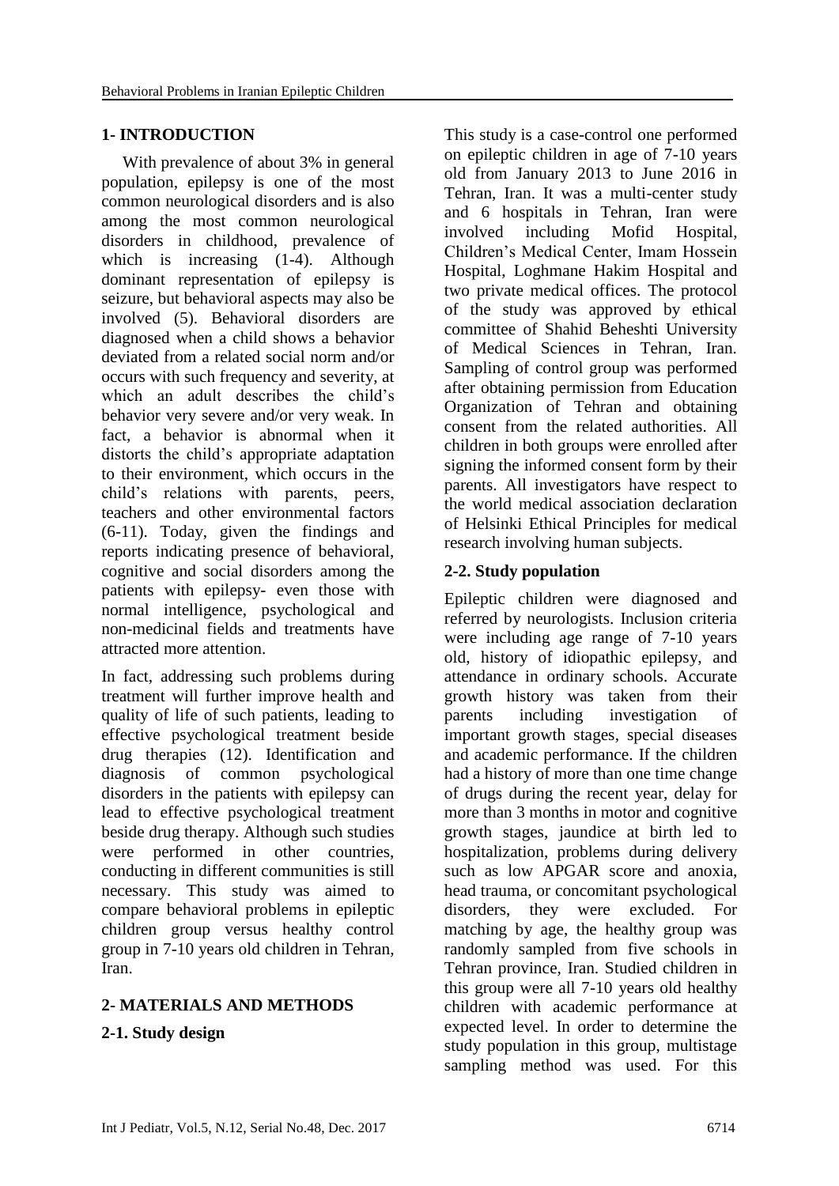## 1- INTRODUCTION

With prevalence of about 3% in general population, epilepsy is one of the most common neurological disorders and is also among the most common neurological disorders in childhood, prevalence of which is increasing (1-4). Although dominant representation of epilepsy is seizure, but behavioral aspects may also be involved (5). Behavioral disorders are diagnosed when a child shows a behavior deviated from a related social norm and/or occurs with such frequency and severity, at which an adult describes the child's behavior very severe and/or very weak. In fact, a behavior is abnormal when it distorts the child's appropriate adaptation to their environment, which occurs in the child's relations with parents, peers, teachers and other environmental factors (6-11). Today, given the findings and reports indicating presence of behavioral, cognitive and social disorders among the patients with epilepsy- even those with normal intelligence, psychological and non-medicinal fields and treatments have attracted more attention.

In fact, addressing such problems during treatment will further improve health and quality of life of such patients, leading to effective psychological treatment beside drug therapies (12). Identification and diagnosis of common psychological disorders in the patients with epilepsy can lead to effective psychological treatment beside drug therapy. Although such studies were performed in other countries, conducting in different communities is still necessary. This study was aimed to compare behavioral problems in epileptic children group versus healthy control group in 7-10 years old children in Tehran, Iran.

## 2- MATERIALS AND METHODS

### 2-1. Study design

This study is a case-control one performed on epileptic children in age of 7-10 years old from January 2013 to June 2016 in Tehran, Iran. It was a multi-center study and 6 hospitals in Tehran, Iran were involved including Mofid Hospital, Children's Medical Center, Imam Hossein Hospital, Loghmane Hakim Hospital and two private medical offices. The protocol of the study was approved by ethical committee of Shahid Beheshti University of Medical Sciences in Tehran, Iran. Sampling of control group was performed after obtaining permission from Education Organization of Tehran and obtaining consent from the related authorities. All children in both groups were enrolled after signing the informed consent form by their parents. All investigators have respect to the world medical association declaration of Helsinki Ethical Principles for medical research involving human subjects.

### 2-2. Study population

Epileptic children were diagnosed and referred by neurologists. Inclusion criteria were including age range of 7-10 years old, history of idiopathic epilepsy, and attendance in ordinary schools. Accurate growth history was taken from their parents including investigation of important growth stages, special diseases and academic performance. If the children had a history of more than one time change of drugs during the recent year, delay for more than 3 months in motor and cognitive growth stages, jaundice at birth led to hospitalization, problems during delivery such as low APGAR score and anoxia, head trauma, or concomitant psychological disorders, they were excluded. For matching by age, the healthy group was randomly sampled from five schools in Tehran province, Iran. Studied children in this group were all 7-10 years old healthy children with academic performance at expected level. In order to determine the study population in this group, multistage sampling method was used. For this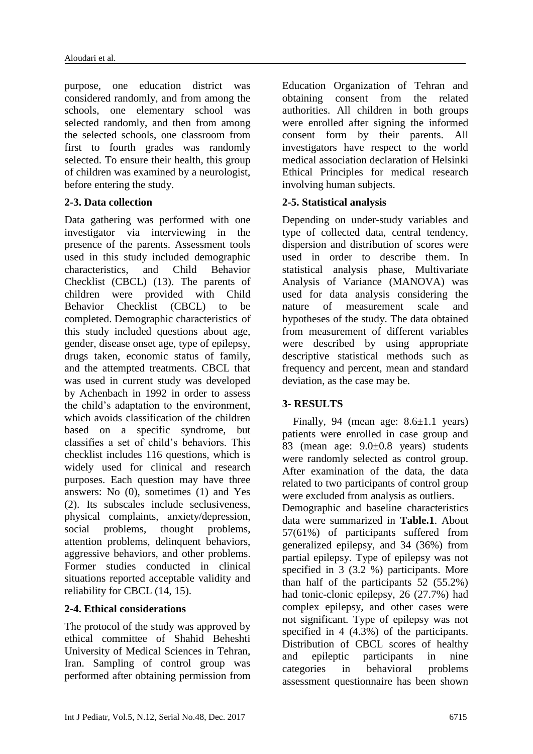purpose, one education district was considered randomly, and from among the schools, one elementary school was selected randomly, and then from among the selected schools, one classroom from first to fourth grades was randomly selected. To ensure their health, this group of children was examined by a neurologist, before entering the study.

### 2-3. Data collection

Data gathering was performed with one investigator via interviewing in the presence of the parents. Assessment tools used in this study included demographic characteristics, and Child Behavior Checklist (CBCL) (13). The parents of children were provided with Child Behavior Checklist (CBCL) to be completed. Demographic characteristics of this study included questions about age, gender, disease onset age, type of epilepsy, drugs taken, economic status of family, and the attempted treatments. CBCL that was used in current study was developed by Achenbach in 1992 in order to assess the child's adaptation to the environment, which avoids classification of the children based on a specific syndrome, but classifies a set of child's behaviors. This checklist includes 116 questions, which is widely used for clinical and research purposes. Each question may have three answers: No (0), sometimes (1) and Yes (2). Its subscales include seclusiveness, physical complaints, anxiety/depression, social problems, thought problems, attention problems, delinquent behaviors, aggressive behaviors, and other problems. Former studies conducted in clinical situations reported acceptable validity and reliability for CBCL (14, 15).

### 2-4. Ethical considerations

The protocol of the study was approved by ethical committee of Shahid Beheshti University of Medical Sciences in Tehran, Iran. Sampling of control group was performed after obtaining permission from Education Organization of Tehran and obtaining consent from the related authorities. All children in both groups were enrolled after signing the informed consent form by their parents. All investigators have respect to the world medical association declaration of Helsinki Ethical Principles for medical research involving human subjects.

### 2-5. Statistical analysis

Depending on under-study variables and type of collected data, central tendency, dispersion and distribution of scores were used in order to describe them. In statistical analysis phase, Multivariate Analysis of Variance (MANOVA) was used for data analysis considering the nature of measurement scale and hypotheses of the study. The data obtained from measurement of different variables were described by using appropriate descriptive statistical methods such as frequency and percent, mean and standard deviation, as the case may be.

## 3- RESULTS

Finally, 94 (mean age: 8.6±1.1 years) patients were enrolled in case group and 83 (mean age: 9.0±0.8 years) students were randomly selected as control group. After examination of the data, the data related to two participants of control group were excluded from analysis as outliers.

Demographic and baseline characteristics data were summarized in **Table.1**. About 57(61%) of participants suffered from generalized epilepsy, and 34 (36%) from partial epilepsy. Type of epilepsy was not specified in 3 (3.2 %) participants. More than half of the participants 52 (55.2%) had tonic-clonic epilepsy, 26 (27.7%) had complex epilepsy, and other cases were not significant. Type of epilepsy was not specified in 4 (4.3%) of the participants. Distribution of CBCL scores of healthy and epileptic participants in nine categories in behavioral problems assessment questionnaire has been shown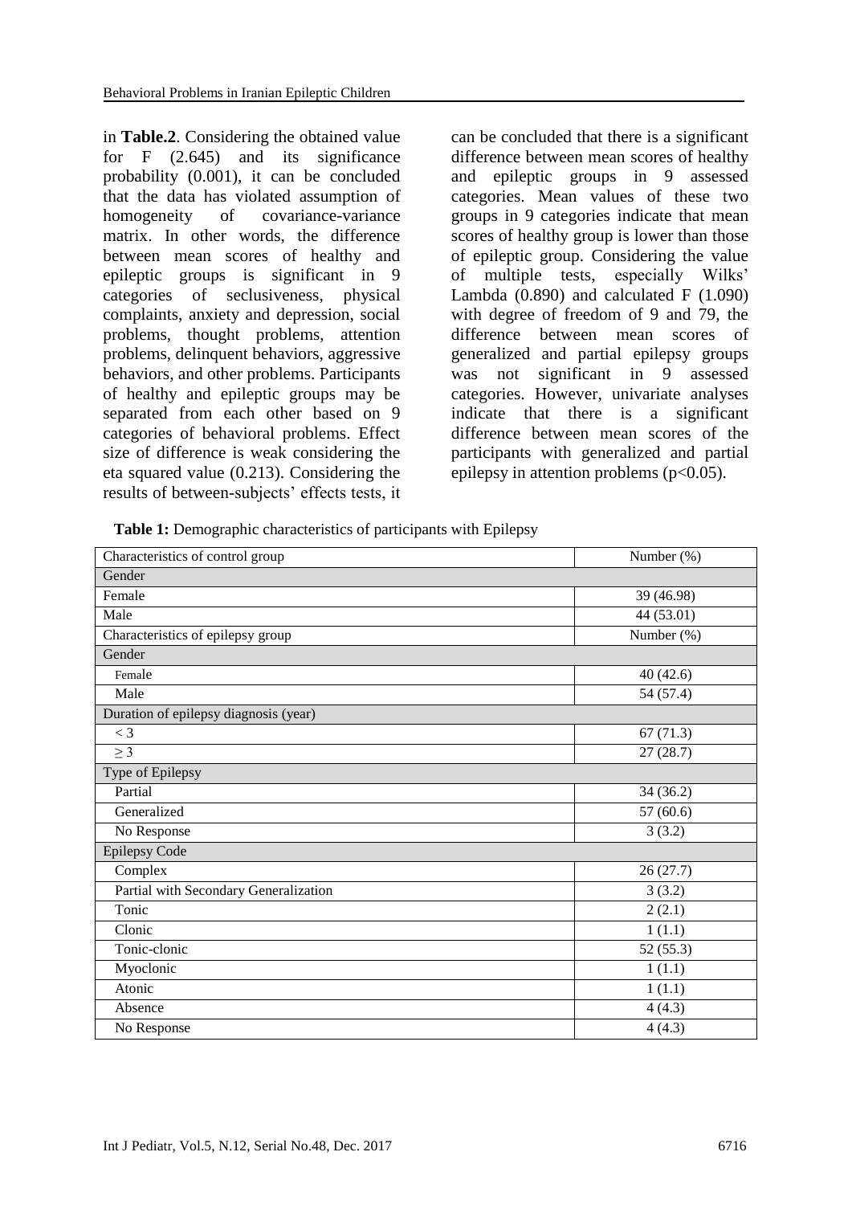in **Table.2**. Considering the obtained value for F (2.645) and its significance probability (0.001), it can be concluded that the data has violated assumption of homogeneity of covariance-variance matrix. In other words, the difference between mean scores of healthy and epileptic groups is significant in 9 categories of seclusiveness, physical complaints, anxiety and depression, social problems, thought problems, attention problems, delinquent behaviors, aggressive behaviors, and other problems. Participants of healthy and epileptic groups may be separated from each other based on 9 categories of behavioral problems. Effect size of difference is weak considering the eta squared value (0.213). Considering the results of between-subjects' effects tests, it can be concluded that there is a significant difference between mean scores of healthy and epileptic groups in 9 assessed categories. Mean values of these two groups in 9 categories indicate that mean scores of healthy group is lower than those of epileptic group. Considering the value of multiple tests, especially Wilks' Lambda (0.890) and calculated F (1.090) with degree of freedom of 9 and 79, the difference between mean scores of generalized and partial epilepsy groups was not significant in 9 assessed categories. However, univariate analyses indicate that there is a significant difference between mean scores of the participants with generalized and partial epilepsy in attention problems ($p<0.05$).

**Table 1:** Demographic characteristics of participants with Epilepsy

| Characteristics of control group | Number (%) |
|---|---|
| Gender | |
| Female | 39 (46.98) |
| Male | 44 (53.01) |
| Characteristics of epilepsy group | Number (%) |
| Gender | |
| Female | 40 (42.6) |
| Male | 54 (57.4) |
| Duration of epilepsy diagnosis (year) | |
| < 3 | 67 (71.3) |
| ≥ 3 | 27 (28.7) |
| Type of Epilepsy | |
| Partial | 34 (36.2) |
| Generalized | 57 (60.6) |
| No Response | 3 (3.2) |
| Epilepsy Code | |
| Complex | 26 (27.7) |
| Partial with Secondary Generalization | 3 (3.2) |
| Tonic | 2 (2.1) |
| Clonic | 1 (1.1) |
| Tonic-clonic | 52 (55.3) |
| Myoclonic | 1 (1.1) |
| Atonic | 1 (1.1) |
| Absence | 4 (4.3) |
| No Response | 4 (4.3) |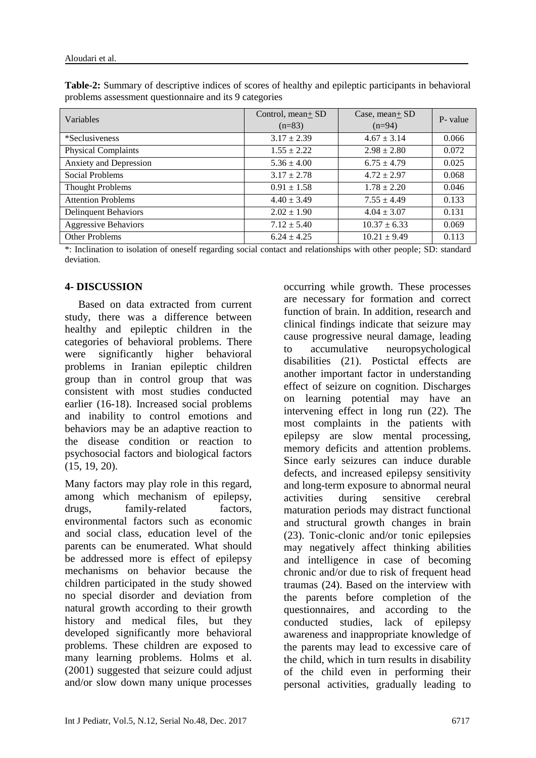**Table-2:** Summary of descriptive indices of scores of healthy and epileptic participants in behavioral problems assessment questionnaire and its 9 categories

| Variables | Control, mean± SD (n=83) | Case, mean± SD (n=94) | P- value |
|---|---|---|---|
| *Seclusiveness | 3.17 ± 2.39 | 4.67 ± 3.14 | 0.066 |
| Physical Complaints | 1.55 ± 2.22 | 2.98 ± 2.80 | 0.072 |
| Anxiety and Depression | 5.36 ± 4.00 | 6.75 ± 4.79 | 0.025 |
| Social Problems | 3.17 ± 2.78 | 4.72 ± 2.97 | 0.068 |
| Thought Problems | 0.91 ± 1.58 | 1.78 ± 2.20 | 0.046 |
| Attention Problems | 4.40 ± 3.49 | 7.55 ± 4.49 | 0.133 |
| Delinquent Behaviors | 2.02 ± 1.90 | 4.04 ± 3.07 | 0.131 |
| Aggressive Behaviors | 7.12 ± 5.40 | 10.37 ± 6.33 | 0.069 |
| Other Problems | 6.24 ± 4.25 | 10.21 ± 9.49 | 0.113 |

*: Inclination to isolation of oneself regarding social contact and relationships with other people; SD: standard deviation.

## 4- DISCUSSION

Based on data extracted from current study, there was a difference between healthy and epileptic children in the categories of behavioral problems. There were significantly higher behavioral problems in Iranian epileptic children group than in control group that was consistent with most studies conducted earlier (16-18). Increased social problems and inability to control emotions and behaviors may be an adaptive reaction to the disease condition or reaction to psychosocial factors and biological factors (15, 19, 20).

Many factors may play role in this regard, among which mechanism of epilepsy, drugs, family-related factors, environmental factors such as economic and social class, education level of the parents can be enumerated. What should be addressed more is effect of epilepsy mechanisms on behavior because the children participated in the study showed no special disorder and deviation from natural growth according to their growth history and medical files, but they developed significantly more behavioral problems. These children are exposed to many learning problems. Holms et al. (2001) suggested that seizure could adjust and/or slow down many unique processes occurring while growth. These processes are necessary for formation and correct function of brain. In addition, research and clinical findings indicate that seizure may cause progressive neural damage, leading to accumulative neuropsychological disabilities (21). Postictal effects are another important factor in understanding effect of seizure on cognition. Discharges on learning potential may have an intervening effect in long run (22). The most complaints in the patients with epilepsy are slow mental processing, memory deficits and attention problems. Since early seizures can induce durable defects, and increased epilepsy sensitivity and long-term exposure to abnormal neural activities during sensitive cerebral maturation periods may distract functional and structural growth changes in brain (23). Tonic-clonic and/or tonic epilepsies may negatively affect thinking abilities and intelligence in case of becoming chronic and/or due to risk of frequent head traumas (24). Based on the interview with the parents before completion of the questionnaires, and according to the conducted studies, lack of epilepsy awareness and inappropriate knowledge of the parents may lead to excessive care of the child, which in turn results in disability of the child even in performing their personal activities, gradually leading to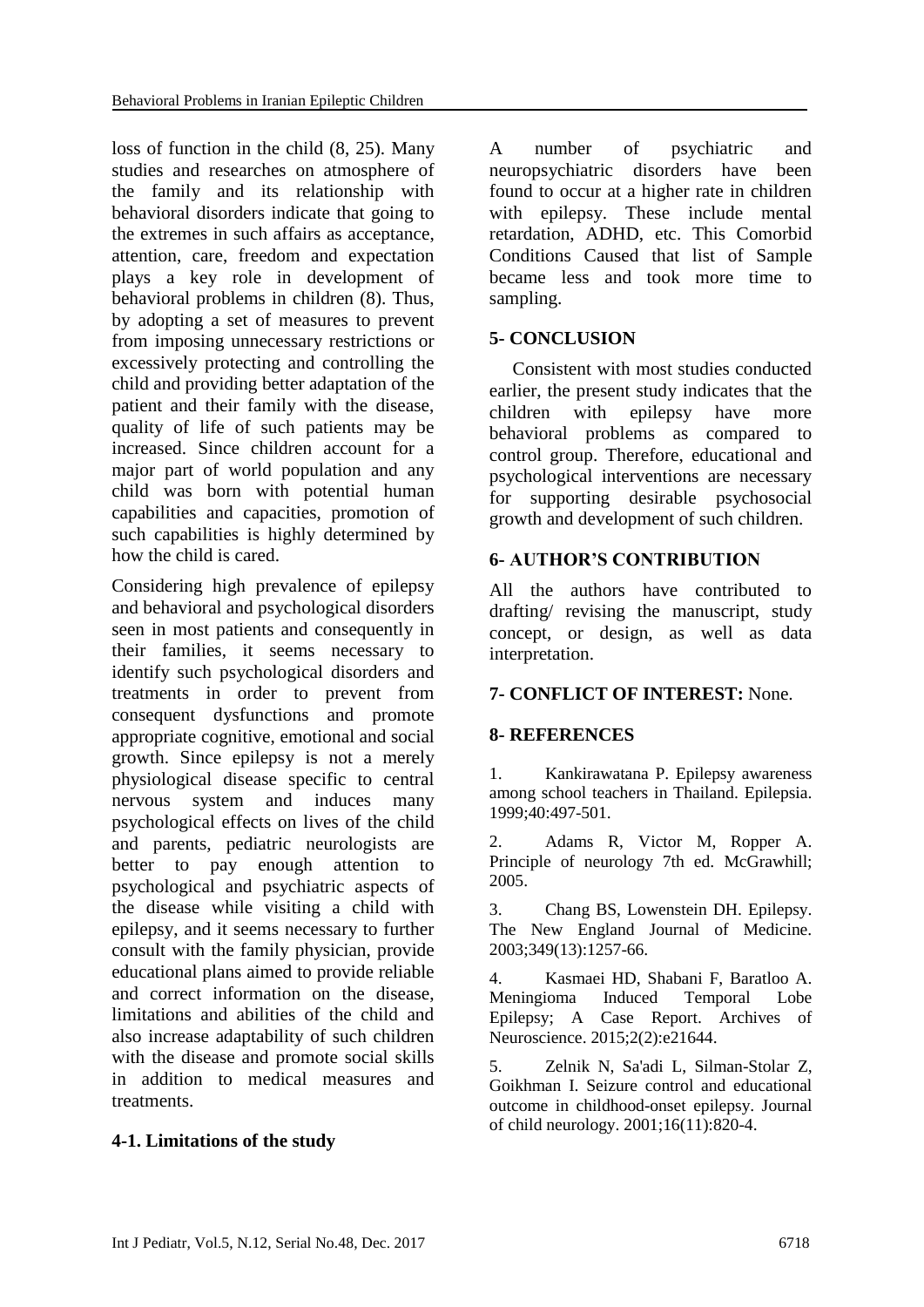loss of function in the child (8, 25). Many studies and researches on atmosphere of the family and its relationship with behavioral disorders indicate that going to the extremes in such affairs as acceptance, attention, care, freedom and expectation plays a key role in development of behavioral problems in children (8). Thus, by adopting a set of measures to prevent from imposing unnecessary restrictions or excessively protecting and controlling the child and providing better adaptation of the patient and their family with the disease, quality of life of such patients may be increased. Since children account for a major part of world population and any child was born with potential human capabilities and capacities, promotion of such capabilities is highly determined by how the child is cared.

Considering high prevalence of epilepsy and behavioral and psychological disorders seen in most patients and consequently in their families, it seems necessary to identify such psychological disorders and treatments in order to prevent from consequent dysfunctions and promote appropriate cognitive, emotional and social growth. Since epilepsy is not a merely physiological disease specific to central nervous system and induces many psychological effects on lives of the child and parents, pediatric neurologists are better to pay enough attention to psychological and psychiatric aspects of the disease while visiting a child with epilepsy, and it seems necessary to further consult with the family physician, provide educational plans aimed to provide reliable and correct information on the disease, limitations and abilities of the child and also increase adaptability of such children with the disease and promote social skills in addition to medical measures and treatments.

### 4-1. Limitations of the study

A number of psychiatric and neuropsychiatric disorders have been found to occur at a higher rate in children with epilepsy. These include mental retardation, ADHD, etc. This Comorbid Conditions Caused that list of Sample became less and took more time to sampling.

## 5- CONCLUSION

Consistent with most studies conducted earlier, the present study indicates that the children with epilepsy have more behavioral problems as compared to control group. Therefore, educational and psychological interventions are necessary for supporting desirable psychosocial growth and development of such children.

## 6- AUTHOR'S CONTRIBUTION

All the authors have contributed to drafting/ revising the manuscript, study concept, or design, as well as data interpretation.

## 7- CONFLICT OF INTEREST: None.

## 8- REFERENCES

1. Kankirawatana P. Epilepsy awareness among school teachers in Thailand. Epilepsia. 1999;40:497-501.

2. Adams R, Victor M, Ropper A. Principle of neurology 7th ed. McGrawhill; 2005.

3. Chang BS, Lowenstein DH. Epilepsy. The New England Journal of Medicine. 2003;349(13):1257-66.

4. Kasmaei HD, Shabani F, Baratloo A. Meningioma Induced Temporal Lobe Epilepsy; A Case Report. Archives of Neuroscience. 2015;2(2):e21644.

5. Zelnik N, Sa'adi L, Silman-Stolar Z, Goikhman I. Seizure control and educational outcome in childhood-onset epilepsy. Journal of child neurology. 2001;16(11):820-4.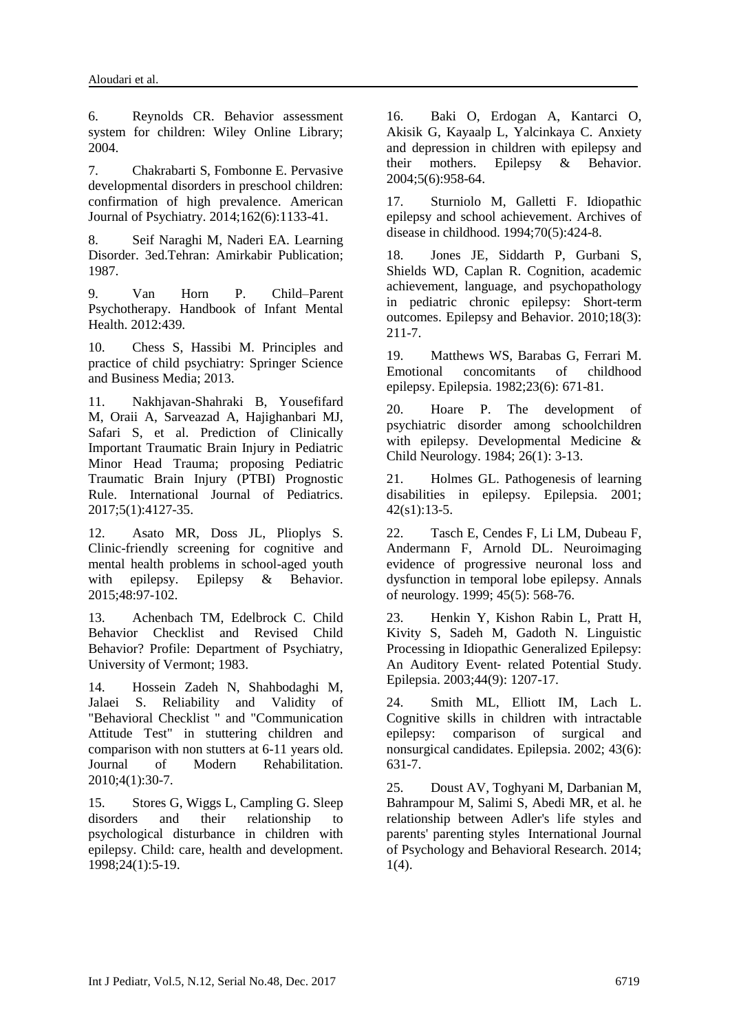6. Reynolds CR. Behavior assessment system for children: Wiley Online Library; 2004.

7. Chakrabarti S, Fombonne E. Pervasive developmental disorders in preschool children: confirmation of high prevalence. American Journal of Psychiatry. 2014;162(6):1133-41.

8. Seif Naraghi M, Naderi EA. Learning Disorder. 3ed.Tehran: Amirkabir Publication; 1987.

9. Van Horn P. Child–Parent Psychotherapy. Handbook of Infant Mental Health. 2012:439.

10. Chess S, Hassibi M. Principles and practice of child psychiatry: Springer Science and Business Media; 2013.

11. Nakhjavan-Shahraki B, Yousefifard M, Oraii A, Sarveazad A, Hajighanbari MJ, Safari S, et al. Prediction of Clinically Important Traumatic Brain Injury in Pediatric Minor Head Trauma; proposing Pediatric Traumatic Brain Injury (PTBI) Prognostic Rule. International Journal of Pediatrics. 2017;5(1):4127-35.

12. Asato MR, Doss JL, Plioplys S. Clinic-friendly screening for cognitive and mental health problems in school-aged youth with epilepsy. Epilepsy & Behavior. 2015;48:97-102.

13. Achenbach TM, Edelbrock C. Child Behavior Checklist and Revised Child Behavior? Profile: Department of Psychiatry, University of Vermont; 1983.

14. Hossein Zadeh N, Shahbodaghi M, Jalaei S. Reliability and Validity of "Behavioral Checklist " and "Communication Attitude Test" in stuttering children and comparison with non stutters at 6-11 years old. Journal of Modern Rehabilitation. 2010;4(1):30-7.

15. Stores G, Wiggs L, Campling G. Sleep disorders and their relationship to psychological disturbance in children with epilepsy. Child: care, health and development. 1998;24(1):5-19.

16. Baki O, Erdogan A, Kantarci O, Akisik G, Kayaalp L, Yalcinkaya C. Anxiety and depression in children with epilepsy and their mothers. Epilepsy & Behavior. 2004;5(6):958-64.

17. Sturniolo M, Galletti F. Idiopathic epilepsy and school achievement. Archives of disease in childhood. 1994;70(5):424-8.

18. Jones JE, Siddarth P, Gurbani S, Shields WD, Caplan R. Cognition, academic achievement, language, and psychopathology in pediatric chronic epilepsy: Short-term outcomes. Epilepsy and Behavior. 2010;18(3): 211-7.

19. Matthews WS, Barabas G, Ferrari M. Emotional concomitants of childhood epilepsy. Epilepsia. 1982;23(6): 671-81.

20. Hoare P. The development of psychiatric disorder among schoolchildren with epilepsy. Developmental Medicine & Child Neurology. 1984; 26(1): 3-13.

21. Holmes GL. Pathogenesis of learning disabilities in epilepsy. Epilepsia. 2001; 42(s1):13-5.

22. Tasch E, Cendes F, Li LM, Dubeau F, Andermann F, Arnold DL. Neuroimaging evidence of progressive neuronal loss and dysfunction in temporal lobe epilepsy. Annals of neurology. 1999; 45(5): 568-76.

23. Henkin Y, Kishon Rabin L, Pratt H, Kivity S, Sadeh M, Gadoth N. Linguistic Processing in Idiopathic Generalized Epilepsy: An Auditory Event‐ related Potential Study. Epilepsia. 2003;44(9): 1207-17.

24. Smith ML, Elliott IM, Lach L. Cognitive skills in children with intractable epilepsy: comparison of surgical and nonsurgical candidates. Epilepsia. 2002; 43(6): 631-7.

25. Doust AV, Toghyani M, Darbanian M, Bahrampour M, Salimi S, Abedi MR, et al. he relationship between Adler's life styles and parents' parenting styles International Journal of Psychology and Behavioral Research. 2014; 1(4).